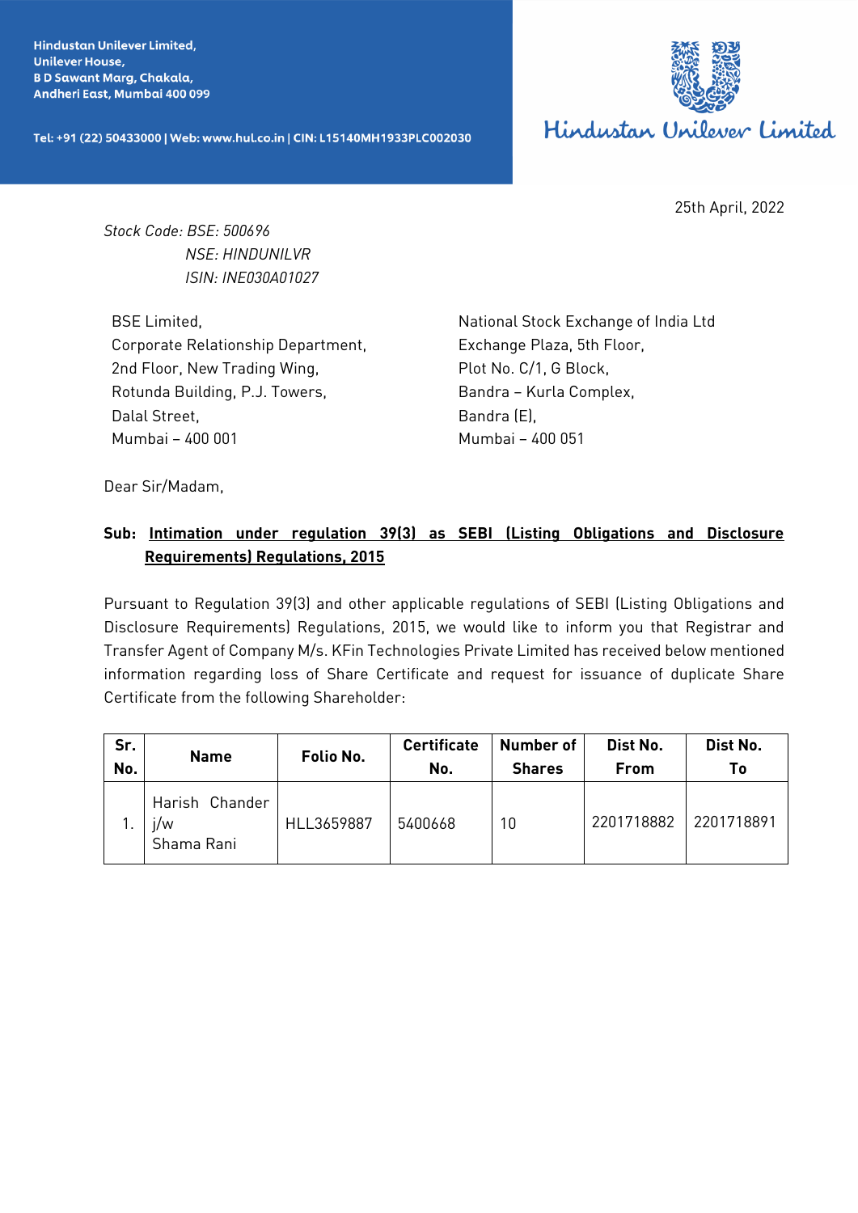**Hindustan Unilever Limited,**
**Unilever House,**
**B D Sawant Marg, Chakala,**
**Andheri East, Mumbai 400 099**

**Tel: +91 (22) 50433000 | Web: www.hul.co.in | CIN: L15140MH1933PLC002030**

Hindustan Unilever Limited

25th April, 2022

*Stock Code: BSE: 500696*
*NSE: HINDUNILVR*
*ISIN: INE030A01027*

BSE Limited,
Corporate Relationship Department,
2nd Floor, New Trading Wing,
Rotunda Building, P.J. Towers,
Dalal Street,
Mumbai – 400 001

National Stock Exchange of India Ltd
Exchange Plaza, 5th Floor,
Plot No. C/1, G Block,
Bandra – Kurla Complex,
Bandra (E),
Mumbai – 400 051

Dear Sir/Madam,

**Sub: Intimation under regulation 39(3) as SEBI (Listing Obligations and Disclosure Requirements) Regulations, 2015**

Pursuant to Regulation 39(3) and other applicable regulations of SEBI (Listing Obligations and Disclosure Requirements) Regulations, 2015, we would like to inform you that Registrar and Transfer Agent of Company M/s. KFin Technologies Private Limited has received below mentioned information regarding loss of Share Certificate and request for issuance of duplicate Share Certificate from the following Shareholder:

| Sr. No. | Name | Folio No. | Certificate No. | Number of Shares | Dist No. From | Dist No. To |
|---|---|---|---|---|---|---|
| 1. | Harish Chander j/w Shama Rani | HLL3659887 | 5400668 | 10 | 2201718882 | 2201718891 |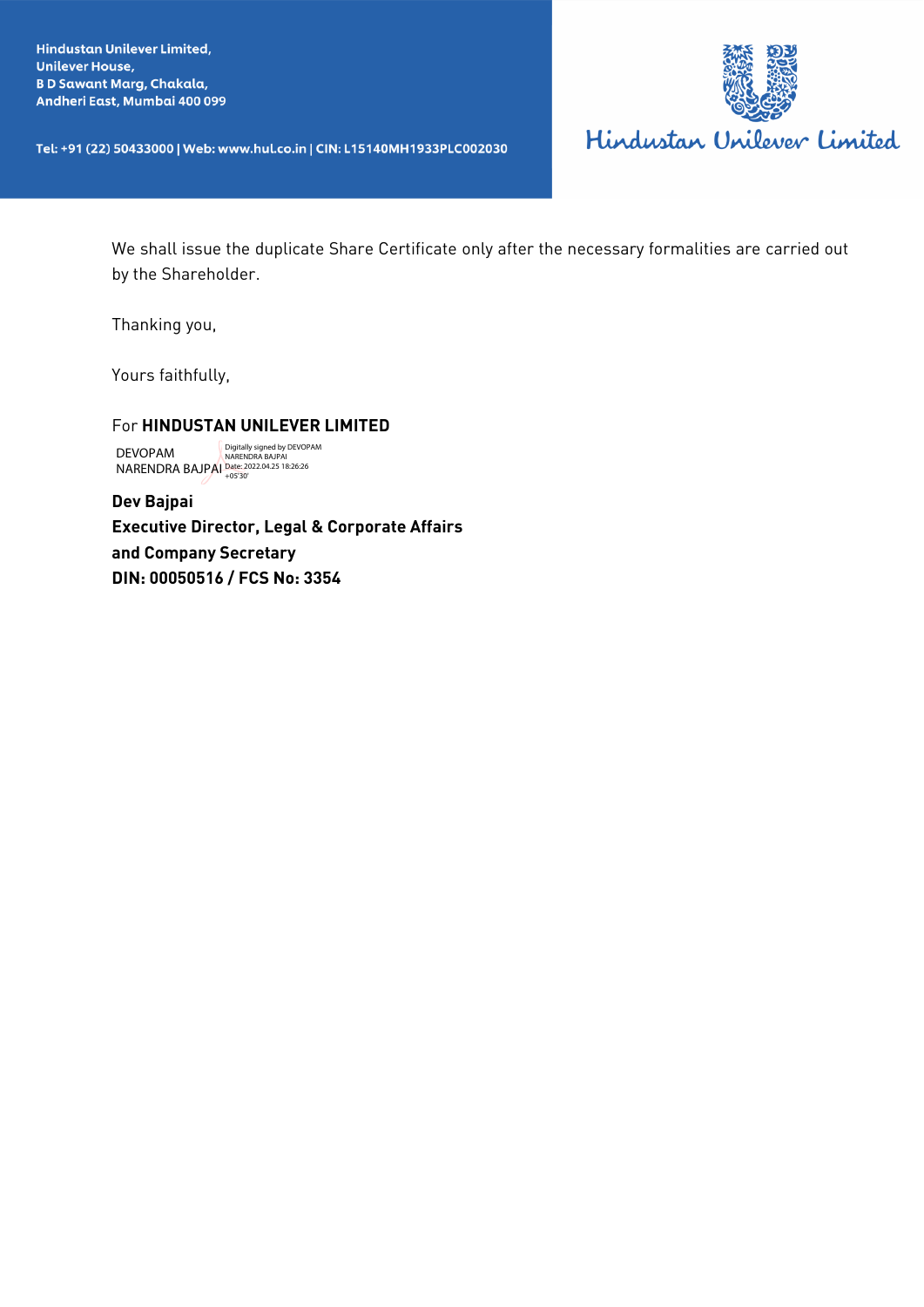Hindustan Unilever Limited,
Unilever House,
B D Sawant Marg, Chakala,
Andheri East, Mumbai 400 099

Tel: +91 (22) 50433000 | Web: www.hul.co.in | CIN: L15140MH1933PLC002030

We shall issue the duplicate Share Certificate only after the necessary formalities are carried out by the Shareholder.

Thanking you,

Yours faithfully,

For **HINDUSTAN UNILEVER LIMITED**

DEVOPAM NARENDRA BAJPAI
Digitally signed by DEVOPAM NARENDRA BAJPAI
Date: 2022.04.25 18:26:26 +05'30'

**Dev Bajpai**
**Executive Director, Legal & Corporate Affairs**
**and Company Secretary**
**DIN: 00050516 / FCS No: 3354**